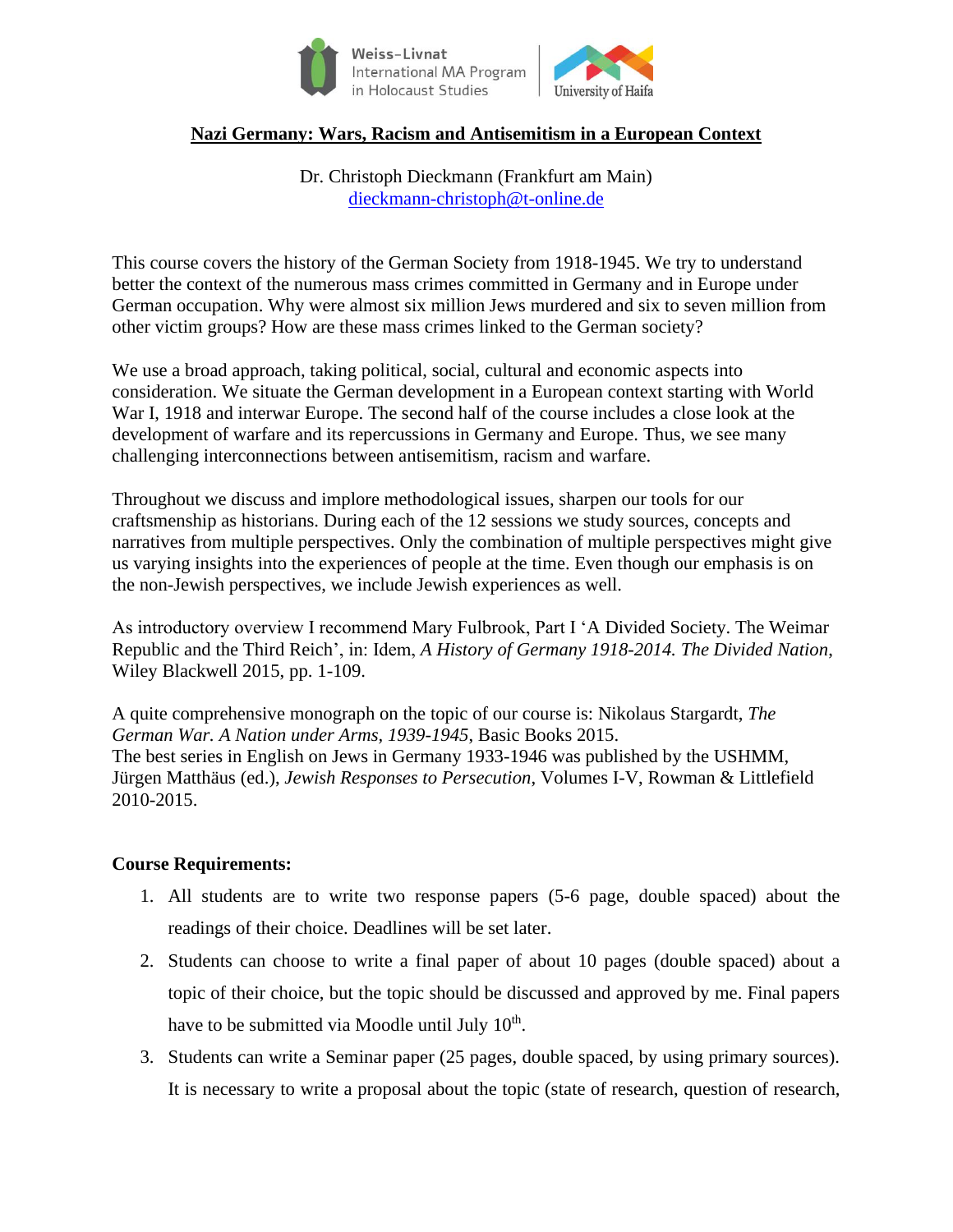Weiss-Livnat International MA Program in Holocaust Studies | University of Haifa

**Nazi Germany: Wars, Racism and Antisemitism in a European Context**

Dr. Christoph Dieckmann (Frankfurt am Main)
dieckmann-christoph@t-online.de

This course covers the history of the German Society from 1918-1945. We try to understand better the context of the numerous mass crimes committed in Germany and in Europe under German occupation. Why were almost six million Jews murdered and six to seven million from other victim groups? How are these mass crimes linked to the German society?

We use a broad approach, taking political, social, cultural and economic aspects into consideration. We situate the German development in a European context starting with World War I, 1918 and interwar Europe. The second half of the course includes a close look at the development of warfare and its repercussions in Germany and Europe. Thus, we see many challenging interconnections between antisemitism, racism and warfare.

Throughout we discuss and implore methodological issues, sharpen our tools for our craftsmenship as historians. During each of the 12 sessions we study sources, concepts and narratives from multiple perspectives. Only the combination of multiple perspectives might give us varying insights into the experiences of people at the time. Even though our emphasis is on the non-Jewish perspectives, we include Jewish experiences as well.

As introductory overview I recommend Mary Fulbrook, Part I 'A Divided Society. The Weimar Republic and the Third Reich', in: Idem, *A History of Germany 1918-2014. The Divided Nation*, Wiley Blackwell 2015, pp. 1-109.

A quite comprehensive monograph on the topic of our course is: Nikolaus Stargardt, *The German War. A Nation under Arms, 1939-1945*, Basic Books 2015.
The best series in English on Jews in Germany 1933-1946 was published by the USHMM, Jürgen Matthäus (ed.), *Jewish Responses to Persecution*, Volumes I-V, Rowman & Littlefield 2010-2015.

**Course Requirements:**

1. All students are to write two response papers (5-6 page, double spaced) about the readings of their choice. Deadlines will be set later.
2. Students can choose to write a final paper of about 10 pages (double spaced) about a topic of their choice, but the topic should be discussed and approved by me. Final papers have to be submitted via Moodle until July 10th.
3. Students can write a Seminar paper (25 pages, double spaced, by using primary sources). It is necessary to write a proposal about the topic (state of research, question of research,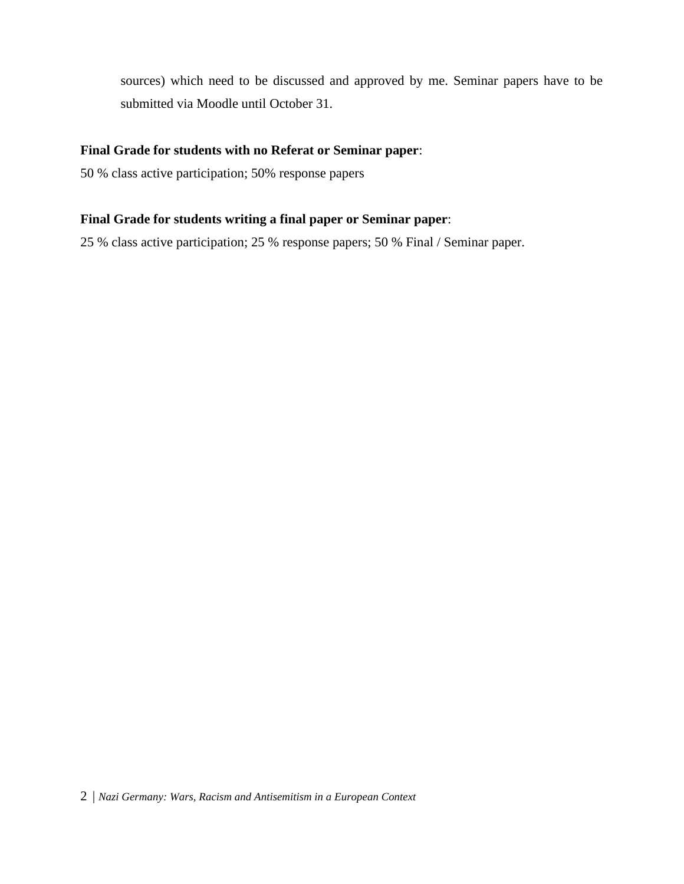sources) which need to be discussed and approved by me. Seminar papers have to be submitted via Moodle until October 31.

**Final Grade for students with no Referat or Seminar paper**:

50 % class active participation; 50% response papers

**Final Grade for students writing a final paper or Seminar paper**:

25 % class active participation; 25 % response papers; 50 % Final / Seminar paper.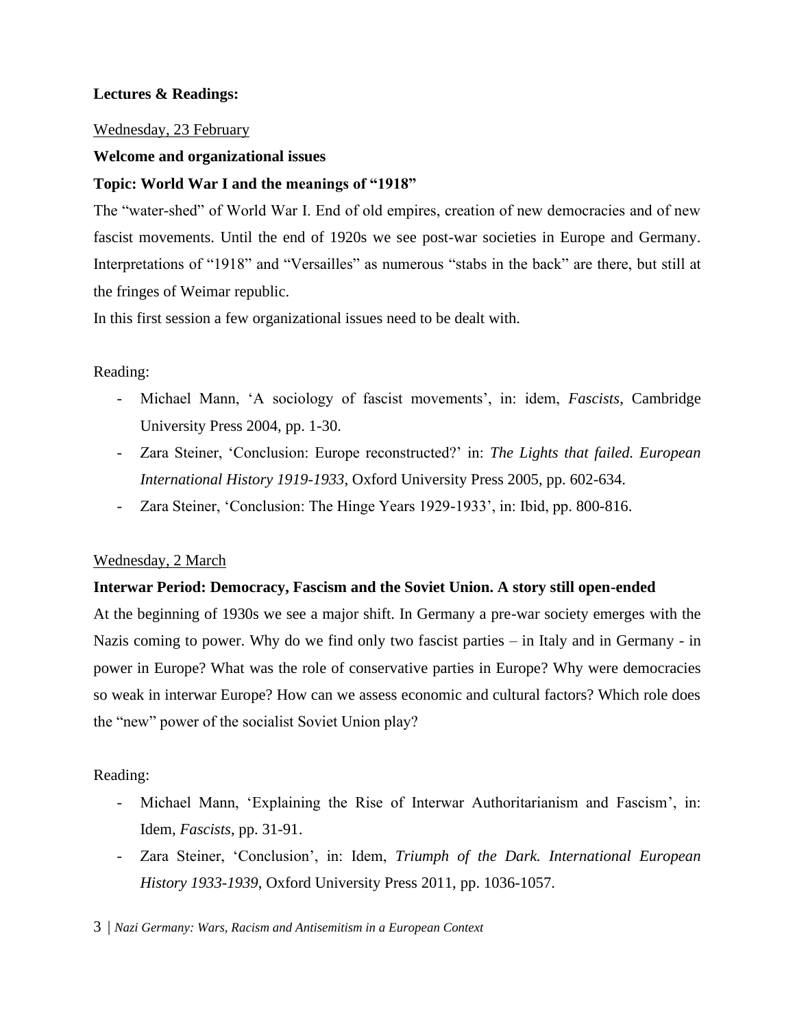**Lectures & Readings:**

Wednesday, 23 February

**Welcome and organizational issues**

**Topic: World War I and the meanings of "1918"**

The "water-shed" of World War I. End of old empires, creation of new democracies and of new fascist movements. Until the end of 1920s we see post-war societies in Europe and Germany. Interpretations of "1918" and "Versailles" as numerous "stabs in the back" are there, but still at the fringes of Weimar republic.

In this first session a few organizational issues need to be dealt with.

Reading:

- Michael Mann, 'A sociology of fascist movements', in: idem, *Fascists*, Cambridge University Press 2004, pp. 1-30.
- Zara Steiner, 'Conclusion: Europe reconstructed?' in: *The Lights that failed. European International History 1919-1933*, Oxford University Press 2005, pp. 602-634.
- Zara Steiner, 'Conclusion: The Hinge Years 1929-1933', in: Ibid, pp. 800-816.

Wednesday, 2 March

**Interwar Period: Democracy, Fascism and the Soviet Union. A story still open-ended**

At the beginning of 1930s we see a major shift. In Germany a pre-war society emerges with the Nazis coming to power. Why do we find only two fascist parties – in Italy and in Germany - in power in Europe? What was the role of conservative parties in Europe? Why were democracies so weak in interwar Europe? How can we assess economic and cultural factors? Which role does the "new" power of the socialist Soviet Union play?

Reading:

- Michael Mann, 'Explaining the Rise of Interwar Authoritarianism and Fascism', in: Idem, *Fascists*, pp. 31-91.
- Zara Steiner, 'Conclusion', in: Idem, *Triumph of the Dark. International European History 1933-1939*, Oxford University Press 2011, pp. 1036-1057.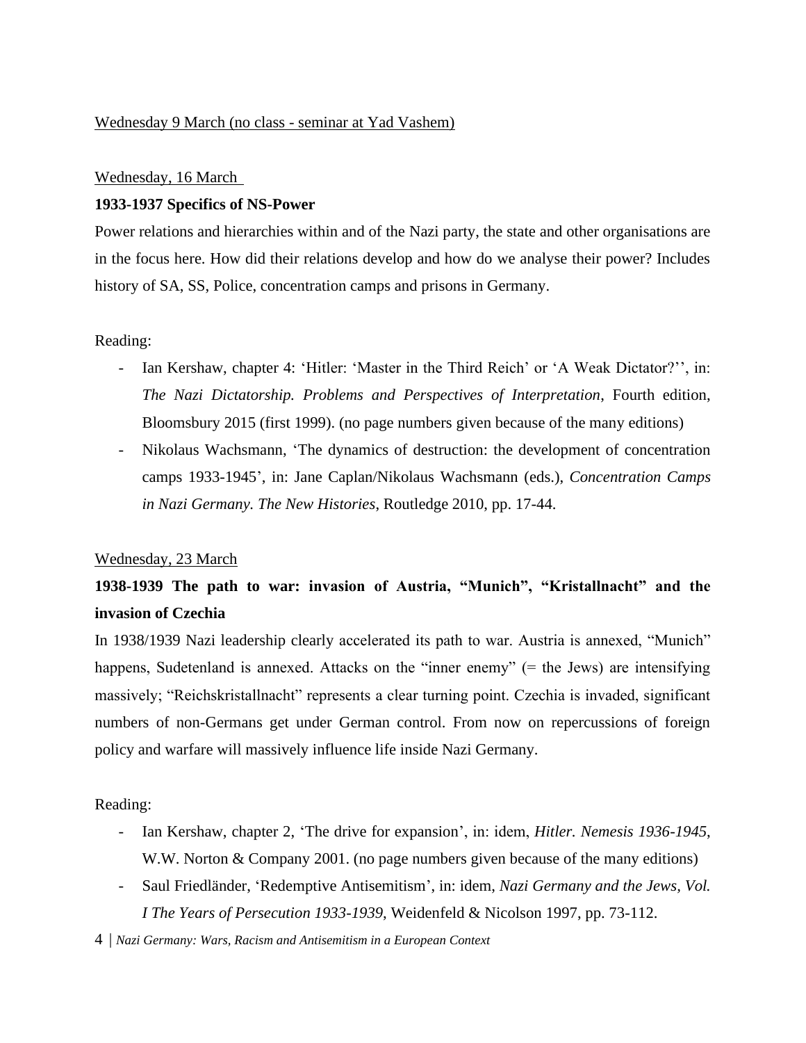<u>Wednesday 9 March (no class - seminar at Yad Vashem)</u>

<u>Wednesday, 16 March</u>

**1933-1937 Specifics of NS-Power**

Power relations and hierarchies within and of the Nazi party, the state and other organisations are in the focus here. How did their relations develop and how do we analyse their power? Includes history of SA, SS, Police, concentration camps and prisons in Germany.

Reading:

- Ian Kershaw, chapter 4: 'Hitler: 'Master in the Third Reich' or 'A Weak Dictator?'', in: *The Nazi Dictatorship. Problems and Perspectives of Interpretation*, Fourth edition, Bloomsbury 2015 (first 1999). (no page numbers given because of the many editions)
- Nikolaus Wachsmann, 'The dynamics of destruction: the development of concentration camps 1933-1945', in: Jane Caplan/Nikolaus Wachsmann (eds.), *Concentration Camps in Nazi Germany. The New Histories*, Routledge 2010, pp. 17-44.

<u>Wednesday, 23 March</u>

**1938-1939 The path to war: invasion of Austria, "Munich", "Kristallnacht" and the invasion of Czechia**

In 1938/1939 Nazi leadership clearly accelerated its path to war. Austria is annexed, "Munich" happens, Sudetenland is annexed. Attacks on the "inner enemy" (= the Jews) are intensifying massively; "Reichskristallnacht" represents a clear turning point. Czechia is invaded, significant numbers of non-Germans get under German control. From now on repercussions of foreign policy and warfare will massively influence life inside Nazi Germany.

Reading:

- Ian Kershaw, chapter 2, 'The drive for expansion', in: idem, *Hitler. Nemesis 1936-1945*, W.W. Norton & Company 2001. (no page numbers given because of the many editions)
- Saul Friedländer, 'Redemptive Antisemitism', in: idem, *Nazi Germany and the Jews, Vol. I The Years of Persecution 1933-1939*, Weidenfeld & Nicolson 1997, pp. 73-112.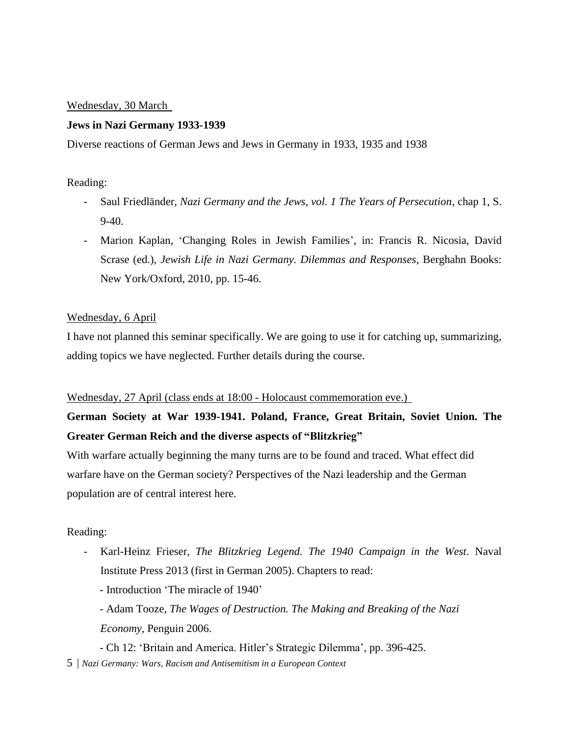Wednesday, 30 March

**Jews in Nazi Germany 1933-1939**

Diverse reactions of German Jews and Jews in Germany in 1933, 1935 and 1938

Reading:

- Saul Friedländer, *Nazi Germany and the Jews, vol. 1 The Years of Persecution*, chap 1, S. 9-40.
- Marion Kaplan, 'Changing Roles in Jewish Families', in: Francis R. Nicosia, David Scrase (ed.), *Jewish Life in Nazi Germany. Dilemmas and Responses*, Berghahn Books: New York/Oxford, 2010, pp. 15-46.

Wednesday, 6 April

I have not planned this seminar specifically. We are going to use it for catching up, summarizing, adding topics we have neglected. Further details during the course.

Wednesday, 27 April (class ends at 18:00 - Holocaust commemoration eve.)

**German Society at War 1939-1941. Poland, France, Great Britain, Soviet Union. The Greater German Reich and the diverse aspects of "Blitzkrieg"**

With warfare actually beginning the many turns are to be found and traced. What effect did warfare have on the German society? Perspectives of the Nazi leadership and the German population are of central interest here.

Reading:

- Karl-Heinz Frieser, *The Blitzkrieg Legend. The 1940 Campaign in the West*. Naval Institute Press 2013 (first in German 2005). Chapters to read:
  - Introduction 'The miracle of 1940'
  - Adam Tooze, *The Wages of Destruction. The Making and Breaking of the Nazi Economy*, Penguin 2006.
  - Ch 12: 'Britain and America. Hitler's Strategic Dilemma', pp. 396-425.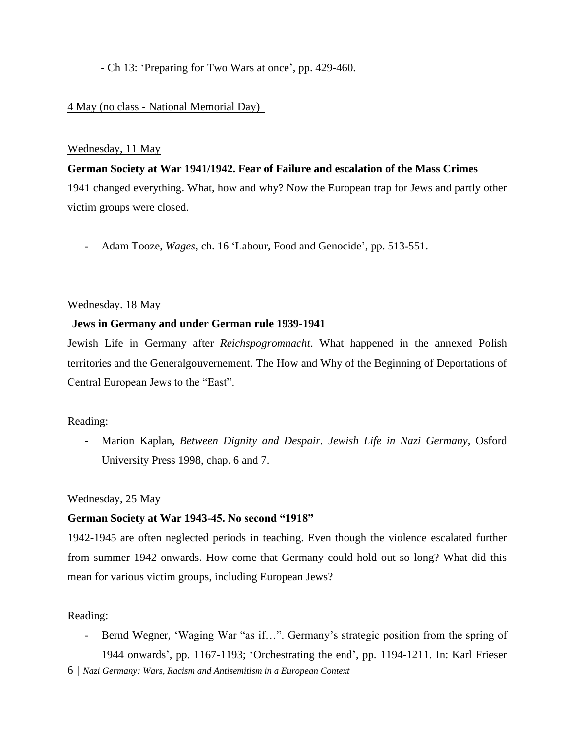- Ch 13: 'Preparing for Two Wars at once', pp. 429-460.

4 May (no class - National Memorial Day)

Wednesday, 11 May

**German Society at War 1941/1942. Fear of Failure and escalation of the Mass Crimes**

1941 changed everything. What, how and why? Now the European trap for Jews and partly other victim groups were closed.

- Adam Tooze, *Wages*, ch. 16 'Labour, Food and Genocide', pp. 513-551.

Wednesday. 18 May

**Jews in Germany and under German rule 1939-1941**

Jewish Life in Germany after *Reichspogromnacht*. What happened in the annexed Polish territories and the Generalgouvernement. The How and Why of the Beginning of Deportations of Central European Jews to the "East".

Reading:

- Marion Kaplan, *Between Dignity and Despair. Jewish Life in Nazi Germany*, Osford University Press 1998, chap. 6 and 7.

Wednesday, 25 May

**German Society at War 1943-45. No second "1918"**

1942-1945 are often neglected periods in teaching. Even though the violence escalated further from summer 1942 onwards. How come that Germany could hold out so long? What did this mean for various victim groups, including European Jews?

Reading:

- Bernd Wegner, 'Waging War "as if…". Germany's strategic position from the spring of 1944 onwards', pp. 1167-1193; 'Orchestrating the end', pp. 1194-1211. In: Karl Frieser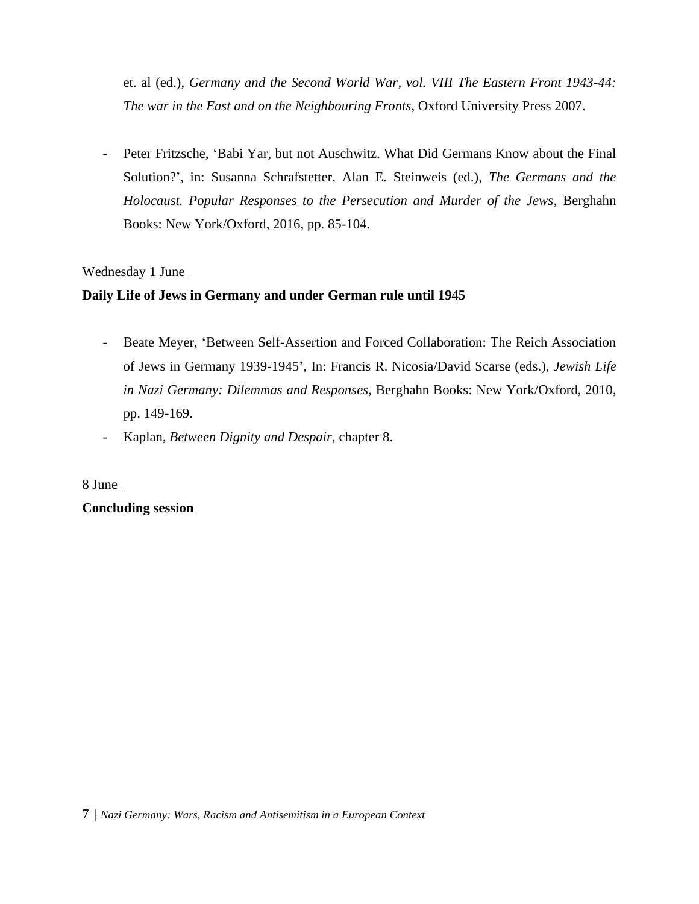et. al (ed.), *Germany and the Second World War, vol. VIII The Eastern Front 1943-44: The war in the East and on the Neighbouring Fronts*, Oxford University Press 2007.

- Peter Fritzsche, 'Babi Yar, but not Auschwitz. What Did Germans Know about the Final Solution?', in: Susanna Schrafstetter, Alan E. Steinweis (ed.), *The Germans and the Holocaust. Popular Responses to the Persecution and Murder of the Jews*, Berghahn Books: New York/Oxford, 2016, pp. 85-104.

Wednesday 1 June

**Daily Life of Jews in Germany and under German rule until 1945**

- Beate Meyer, 'Between Self-Assertion and Forced Collaboration: The Reich Association of Jews in Germany 1939-1945', In: Francis R. Nicosia/David Scarse (eds.), *Jewish Life in Nazi Germany: Dilemmas and Responses*, Berghahn Books: New York/Oxford, 2010, pp. 149-169.
- Kaplan, *Between Dignity and Despair*, chapter 8.

8 June

**Concluding session**